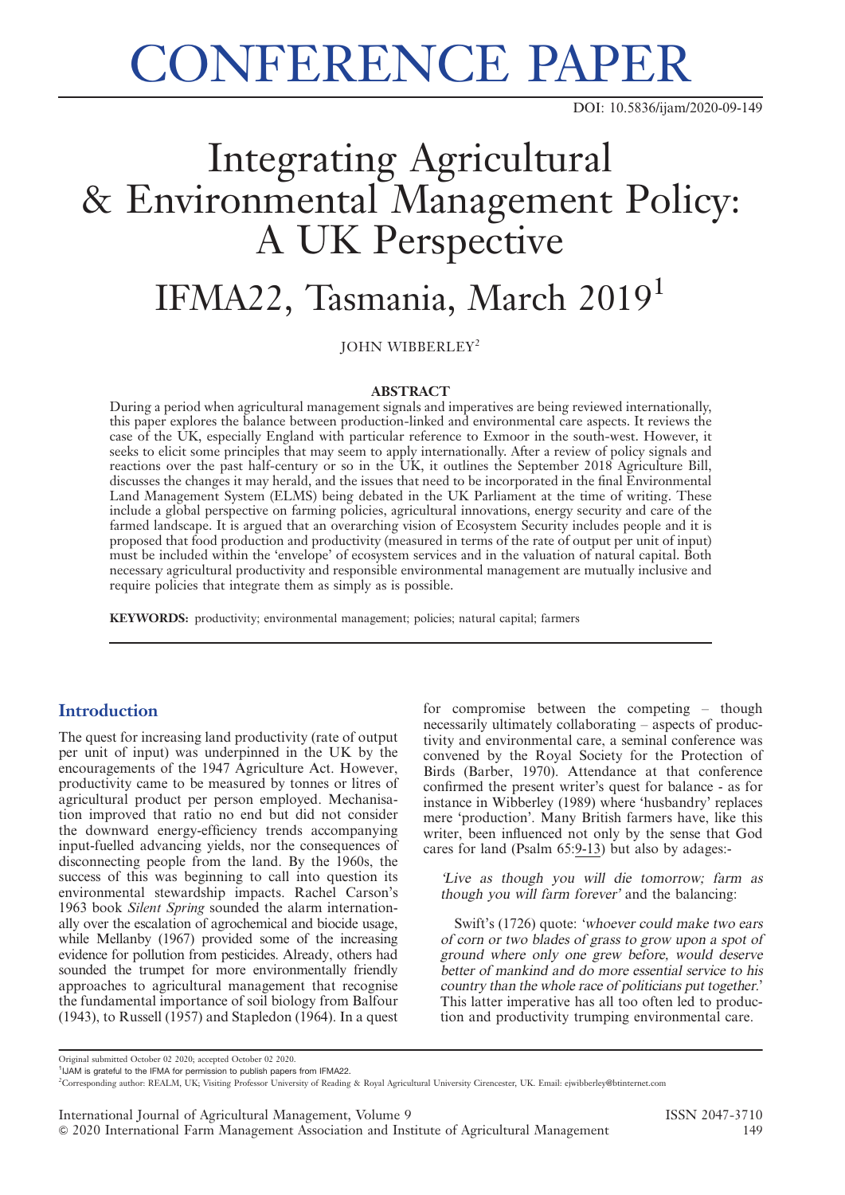# CONFERENCE PAPER

DOI: 10.5836/ijam/2020-09-149

# Integrating Agricultural & Environmental Management Policy: A UK Perspective

## IFMA22, Tasmania, March 2019[1]

JOHN WIBBERLEY[2]

### ABSTRACT

During a period when agricultural management signals and imperatives are being reviewed internationally, this paper explores the balance between production-linked and environmental care aspects. It reviews the case of the UK, especially England with particular reference to Exmoor in the south-west. However, it seeks to elicit some principles that may seem to apply internationally. After a review of policy signals and reactions over the past half-century or so in the UK, it outlines the September 2018 Agriculture Bill, discusses the changes it may herald, and the issues that need to be incorporated in the final Environmental Land Management System (ELMS) being debated in the UK Parliament at the time of writing. These include a global perspective on farming policies, agricultural innovations, energy security and care of the farmed landscape. It is argued that an overarching vision of Ecosystem Security includes people and it is proposed that food production and productivity (measured in terms of the rate of output per unit of input) must be included within the 'envelope' of ecosystem services and in the valuation of natural capital. Both necessary agricultural productivity and responsible environmental management are mutually inclusive and require policies that integrate them as simply as is possible.

**KEYWORDS:** productivity; environmental management; policies; natural capital; farmers

## Introduction

The quest for increasing land productivity (rate of output per unit of input) was underpinned in the UK by the encouragements of the 1947 Agriculture Act. However, productivity came to be measured by tonnes or litres of agricultural product per person employed. Mechanisation improved that ratio no end but did not consider the downward energy-efficiency trends accompanying input-fuelled advancing yields, nor the consequences of disconnecting people from the land. By the 1960s, the success of this was beginning to call into question its environmental stewardship impacts. Rachel Carson's 1963 book *Silent Spring* sounded the alarm internationally over the escalation of agrochemical and biocide usage, while Mellanby (1967) provided some of the increasing evidence for pollution from pesticides. Already, others had sounded the trumpet for more environmentally friendly approaches to agricultural management that recognise the fundamental importance of soil biology from Balfour (1943), to Russell (1957) and Stapledon (1964). In a quest for compromise between the competing – though necessarily ultimately collaborating – aspects of productivity and environmental care, a seminal conference was convened by the Royal Society for the Protection of Birds (Barber, 1970). Attendance at that conference confirmed the present writer's quest for balance - as for instance in Wibberley (1989) where 'husbandry' replaces mere 'production'. Many British farmers have, like this writer, been influenced not only by the sense that God cares for land (Psalm 65:9-13) but also by adages:-

> *'Live as though you will die tomorrow; farm as though you will farm forever'* and the balancing:
>
> Swift's (1726) quote: *'whoever could make two ears of corn or two blades of grass to grow upon a spot of ground where only one grew before, would deserve better of mankind and do more essential service to his country than the whole race of politicians put together.'* This latter imperative has all too often led to production and productivity trumping environmental care.

Original submitted October 02 2020; accepted October 02 2020.

[1] IJAM is grateful to the IFMA for permission to publish papers from IFMA22.

[2] Corresponding author: REALM, UK; Visiting Professor University of Reading & Royal Agricultural University Cirencester, UK. Email: ejwibberley@btinternet.com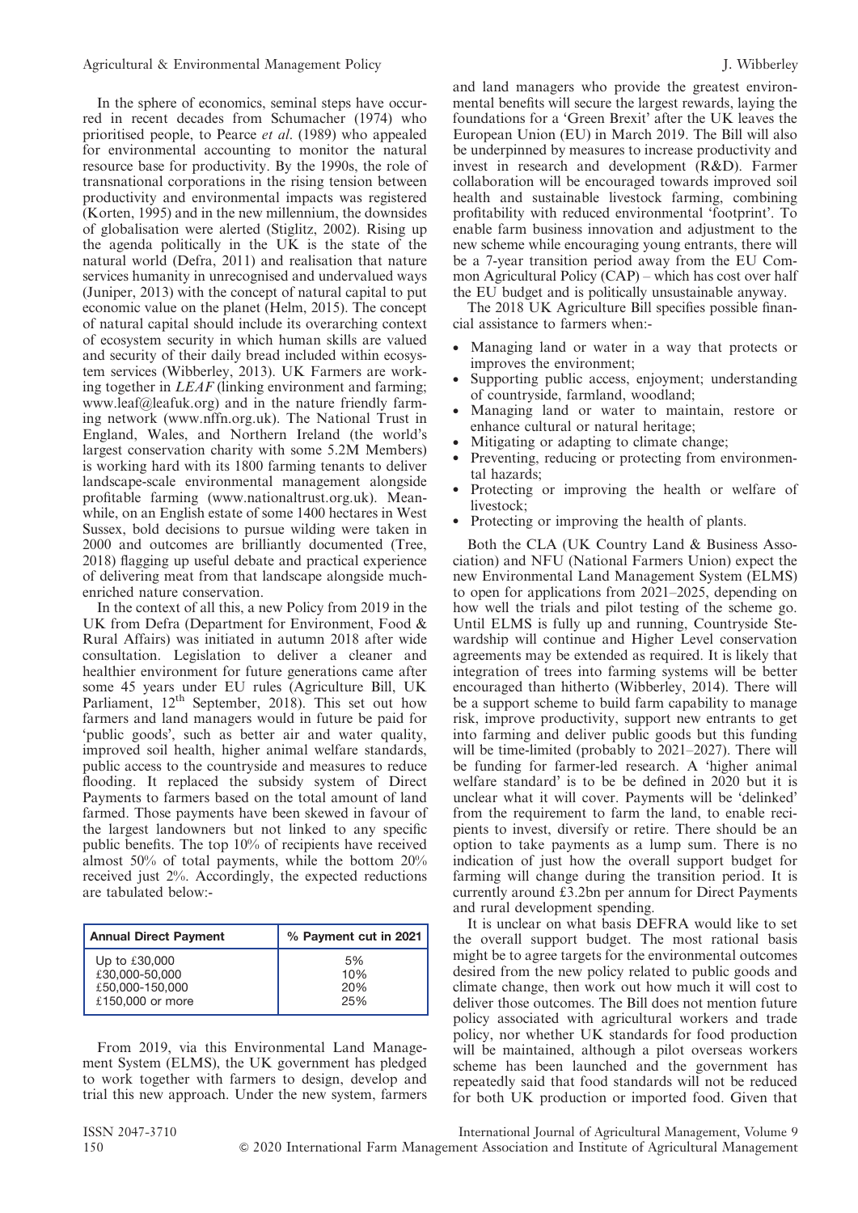In the sphere of economics, seminal steps have occurred in recent decades from Schumacher (1974) who prioritised people, to Pearce *et al*. (1989) who appealed for environmental accounting to monitor the natural resource base for productivity. By the 1990s, the role of transnational corporations in the rising tension between productivity and environmental impacts was registered (Korten, 1995) and in the new millennium, the downsides of globalisation were alerted (Stiglitz, 2002). Rising up the agenda politically in the UK is the state of the natural world (Defra, 2011) and realisation that nature services humanity in unrecognised and undervalued ways (Juniper, 2013) with the concept of natural capital to put economic value on the planet (Helm, 2015). The concept of natural capital should include its overarching context of ecosystem security in which human skills are valued and security of their daily bread included within ecosystem services (Wibberley, 2013). UK Farmers are working together in *LEAF* (linking environment and farming; www.leaf@leafuk.org) and in the nature friendly farming network (www.nffn.org.uk). The National Trust in England, Wales, and Northern Ireland (the world's largest conservation charity with some 5.2M Members) is working hard with its 1800 farming tenants to deliver landscape-scale environmental management alongside profitable farming (www.nationaltrust.org.uk). Meanwhile, on an English estate of some 1400 hectares in West Sussex, bold decisions to pursue wilding were taken in 2000 and outcomes are brilliantly documented (Tree, 2018) flagging up useful debate and practical experience of delivering meat from that landscape alongside much-enriched nature conservation.

In the context of all this, a new Policy from 2019 in the UK from Defra (Department for Environment, Food & Rural Affairs) was initiated in autumn 2018 after wide consultation. Legislation to deliver a cleaner and healthier environment for future generations came after some 45 years under EU rules (Agriculture Bill, UK Parliament, 12th September, 2018). This set out how farmers and land managers would in future be paid for 'public goods', such as better air and water quality, improved soil health, higher animal welfare standards, public access to the countryside and measures to reduce flooding. It replaced the subsidy system of Direct Payments to farmers based on the total amount of land farmed. Those payments have been skewed in favour of the largest landowners but not linked to any specific public benefits. The top 10% of recipients have received almost 50% of total payments, while the bottom 20% received just 2%. Accordingly, the expected reductions are tabulated below:-

| Annual Direct Payment | % Payment cut in 2021 |
|---|---|
| Up to £30,000 | 5% |
| £30,000-50,000 | 10% |
| £50,000-150,000 | 20% |
| £150,000 or more | 25% |

From 2019, via this Environmental Land Management System (ELMS), the UK government has pledged to work together with farmers to design, develop and trial this new approach. Under the new system, farmers and land managers who provide the greatest environmental benefits will secure the largest rewards, laying the foundations for a 'Green Brexit' after the UK leaves the European Union (EU) in March 2019. The Bill will also be underpinned by measures to increase productivity and invest in research and development (R&D). Farmer collaboration will be encouraged towards improved soil health and sustainable livestock farming, combining profitability with reduced environmental 'footprint'. To enable farm business innovation and adjustment to the new scheme while encouraging young entrants, there will be a 7-year transition period away from the EU Common Agricultural Policy (CAP) – which has cost over half the EU budget and is politically unsustainable anyway.

The 2018 UK Agriculture Bill specifies possible financial assistance to farmers when:-

- Managing land or water in a way that protects or improves the environment;
- Supporting public access, enjoyment; understanding of countryside, farmland, woodland;
- Managing land or water to maintain, restore or enhance cultural or natural heritage;
- Mitigating or adapting to climate change;
- Preventing, reducing or protecting from environmental hazards;
- Protecting or improving the health or welfare of livestock;
- Protecting or improving the health of plants.

Both the CLA (UK Country Land & Business Association) and NFU (National Farmers Union) expect the new Environmental Land Management System (ELMS) to open for applications from 2021–2025, depending on how well the trials and pilot testing of the scheme go. Until ELMS is fully up and running, Countryside Stewardship will continue and Higher Level conservation agreements may be extended as required. It is likely that integration of trees into farming systems will be better encouraged than hitherto (Wibberley, 2014). There will be a support scheme to build farm capability to manage risk, improve productivity, support new entrants to get into farming and deliver public goods but this funding will be time-limited (probably to 2021–2027). There will be funding for farmer-led research. A 'higher animal welfare standard' is to be be defined in 2020 but it is unclear what it will cover. Payments will be 'delinked' from the requirement to farm the land, to enable recipients to invest, diversify or retire. There should be an option to take payments as a lump sum. There is no indication of just how the overall support budget for farming will change during the transition period. It is currently around £3.2bn per annum for Direct Payments and rural development spending.

It is unclear on what basis DEFRA would like to set the overall support budget. The most rational basis might be to agree targets for the environmental outcomes desired from the new policy related to public goods and climate change, then work out how much it will cost to deliver those outcomes. The Bill does not mention future policy associated with agricultural workers and trade policy, nor whether UK standards for food production will be maintained, although a pilot overseas workers scheme has been launched and the government has repeatedly said that food standards will not be reduced for both UK production or imported food. Given that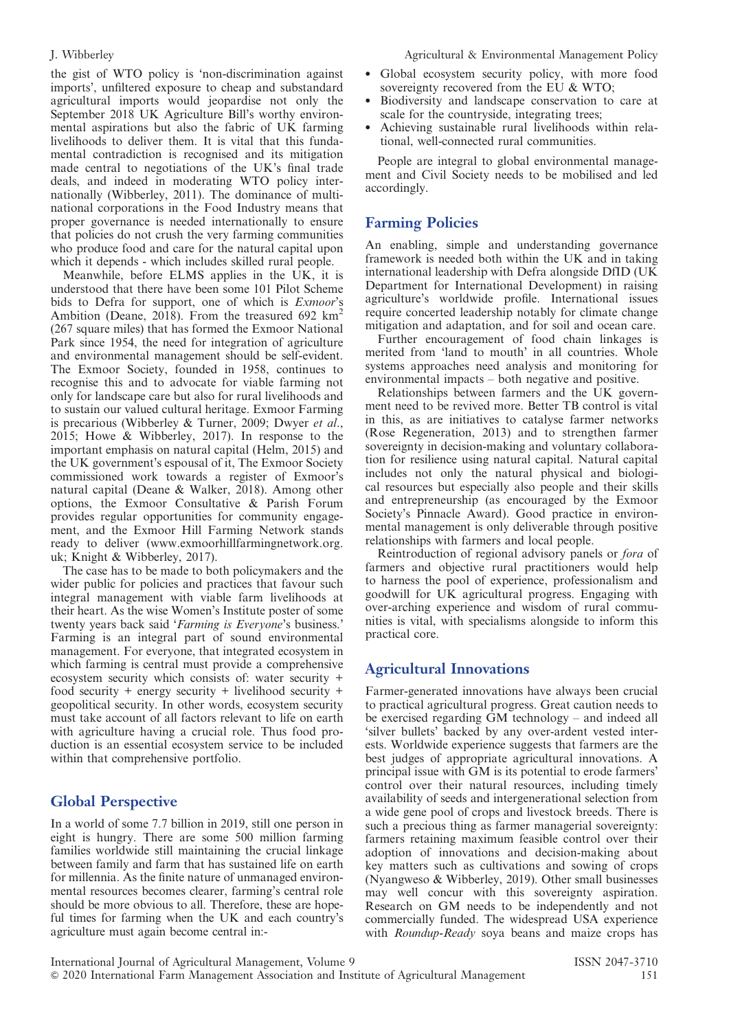the gist of WTO policy is 'non-discrimination against imports', unfiltered exposure to cheap and substandard agricultural imports would jeopardise not only the September 2018 UK Agriculture Bill's worthy environmental aspirations but also the fabric of UK farming livelihoods to deliver them. It is vital that this fundamental contradiction is recognised and its mitigation made central to negotiations of the UK's final trade deals, and indeed in moderating WTO policy internationally (Wibberley, 2011). The dominance of multinational corporations in the Food Industry means that proper governance is needed internationally to ensure that policies do not crush the very farming communities who produce food and care for the natural capital upon which it depends - which includes skilled rural people.

Meanwhile, before ELMS applies in the UK, it is understood that there have been some 101 Pilot Scheme bids to Defra for support, one of which is *Exmoor*'s Ambition (Deane, 2018). From the treasured 692 km$^2$ (267 square miles) that has formed the Exmoor National Park since 1954, the need for integration of agriculture and environmental management should be self-evident. The Exmoor Society, founded in 1958, continues to recognise this and to advocate for viable farming not only for landscape care but also for rural livelihoods and to sustain our valued cultural heritage. Exmoor Farming is precarious (Wibberley & Turner, 2009; Dwyer *et al*., 2015; Howe & Wibberley, 2017). In response to the important emphasis on natural capital (Helm, 2015) and the UK government's espousal of it, The Exmoor Society commissioned work towards a register of Exmoor's natural capital (Deane & Walker, 2018). Among other options, the Exmoor Consultative & Parish Forum provides regular opportunities for community engagement, and the Exmoor Hill Farming Network stands ready to deliver (www.exmoorhillfarmingnetwork.org.uk; Knight & Wibberley, 2017).

The case has to be made to both policymakers and the wider public for policies and practices that favour such integral management with viable farm livelihoods at their heart. As the wise Women's Institute poster of some twenty years back said '*Farming is Everyone*'s business.' Farming is an integral part of sound environmental management. For everyone, that integrated ecosystem in which farming is central must provide a comprehensive ecosystem security which consists of: water security + food security + energy security + livelihood security + geopolitical security. In other words, ecosystem security must take account of all factors relevant to life on earth with agriculture having a crucial role. Thus food production is an essential ecosystem service to be included within that comprehensive portfolio.

## Global Perspective

In a world of some 7.7 billion in 2019, still one person in eight is hungry. There are some 500 million farming families worldwide still maintaining the crucial linkage between family and farm that has sustained life on earth for millennia. As the finite nature of unmanaged environmental resources becomes clearer, farming's central role should be more obvious to all. Therefore, these are hopeful times for farming when the UK and each country's agriculture must again become central in:-

- Global ecosystem security policy, with more food sovereignty recovered from the EU & WTO;
- Biodiversity and landscape conservation to care at scale for the countryside, integrating trees;
- Achieving sustainable rural livelihoods within relational, well-connected rural communities.

People are integral to global environmental management and Civil Society needs to be mobilised and led accordingly.

## Farming Policies

An enabling, simple and understanding governance framework is needed both within the UK and in taking international leadership with Defra alongside DfID (UK Department for International Development) in raising agriculture's worldwide profile. International issues require concerted leadership notably for climate change mitigation and adaptation, and for soil and ocean care.

Further encouragement of food chain linkages is merited from 'land to mouth' in all countries. Whole systems approaches need analysis and monitoring for environmental impacts – both negative and positive.

Relationships between farmers and the UK government need to be revived more. Better TB control is vital in this, as are initiatives to catalyse farmer networks (Rose Regeneration, 2013) and to strengthen farmer sovereignty in decision-making and voluntary collaboration for resilience using natural capital. Natural capital includes not only the natural physical and biological resources but especially also people and their skills and entrepreneurship (as encouraged by the Exmoor Society's Pinnacle Award). Good practice in environmental management is only deliverable through positive relationships with farmers and local people.

Reintroduction of regional advisory panels or *fora* of farmers and objective rural practitioners would help to harness the pool of experience, professionalism and goodwill for UK agricultural progress. Engaging with over-arching experience and wisdom of rural communities is vital, with specialisms alongside to inform this practical core.

## Agricultural Innovations

Farmer-generated innovations have always been crucial to practical agricultural progress. Great caution needs to be exercised regarding GM technology – and indeed all 'silver bullets' backed by any over-ardent vested interests. Worldwide experience suggests that farmers are the best judges of appropriate agricultural innovations. A principal issue with GM is its potential to erode farmers' control over their natural resources, including timely availability of seeds and intergenerational selection from a wide gene pool of crops and livestock breeds. There is such a precious thing as farmer managerial sovereignty: farmers retaining maximum feasible control over their adoption of innovations and decision-making about key matters such as cultivations and sowing of crops (Nyangweso & Wibberley, 2019). Other small businesses may well concur with this sovereignty aspiration. Research on GM needs to be independently and not commercially funded. The widespread USA experience with *Roundup-Ready* soya beans and maize crops has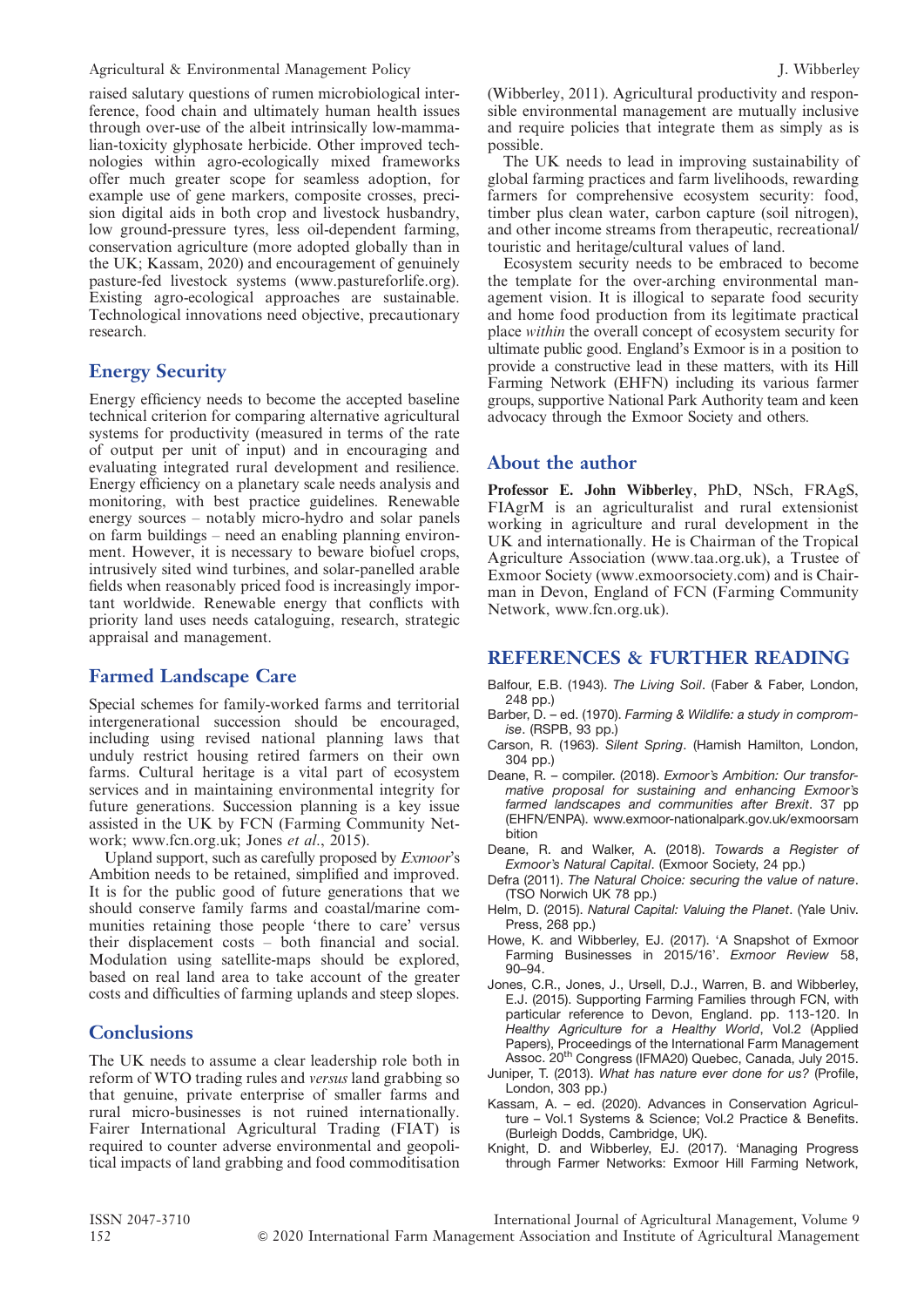raised salutary questions of rumen microbiological interference, food chain and ultimately human health issues through over-use of the albeit intrinsically low-mammalian-toxicity glyphosate herbicide. Other improved technologies within agro-ecologically mixed frameworks offer much greater scope for seamless adoption, for example use of gene markers, composite crosses, precision digital aids in both crop and livestock husbandry, low ground-pressure tyres, less oil-dependent farming, conservation agriculture (more adopted globally than in the UK; Kassam, 2020) and encouragement of genuinely pasture-fed livestock systems (www.pastureforlife.org). Existing agro-ecological approaches are sustainable. Technological innovations need objective, precautionary research.

## Energy Security

Energy efficiency needs to become the accepted baseline technical criterion for comparing alternative agricultural systems for productivity (measured in terms of the rate of output per unit of input) and in encouraging and evaluating integrated rural development and resilience. Energy efficiency on a planetary scale needs analysis and monitoring, with best practice guidelines. Renewable energy sources – notably micro-hydro and solar panels on farm buildings – need an enabling planning environment. However, it is necessary to beware biofuel crops, intrusively sited wind turbines, and solar-panelled arable fields when reasonably priced food is increasingly important worldwide. Renewable energy that conflicts with priority land uses needs cataloguing, research, strategic appraisal and management.

## Farmed Landscape Care

Special schemes for family-worked farms and territorial intergenerational succession should be encouraged, including using revised national planning laws that unduly restrict housing retired farmers on their own farms. Cultural heritage is a vital part of ecosystem services and in maintaining environmental integrity for future generations. Succession planning is a key issue assisted in the UK by FCN (Farming Community Network; www.fcn.org.uk; Jones *et al.*, 2015).

Upland support, such as carefully proposed by *Exmoor*'s Ambition needs to be retained, simplified and improved. It is for the public good of future generations that we should conserve family farms and coastal/marine communities retaining those people 'there to care' versus their displacement costs – both financial and social. Modulation using satellite-maps should be explored, based on real land area to take account of the greater costs and difficulties of farming uplands and steep slopes.

## Conclusions

The UK needs to assume a clear leadership role both in reform of WTO trading rules and *versus* land grabbing so that genuine, private enterprise of smaller farms and rural micro-businesses is not ruined internationally. Fairer International Agricultural Trading (FIAT) is required to counter adverse environmental and geopolitical impacts of land grabbing and food commoditisation (Wibberley, 2011). Agricultural productivity and responsible environmental management are mutually inclusive and require policies that integrate them as simply as is possible.

The UK needs to lead in improving sustainability of global farming practices and farm livelihoods, rewarding farmers for comprehensive ecosystem security: food, timber plus clean water, carbon capture (soil nitrogen), and other income streams from therapeutic, recreational/touristic and heritage/cultural values of land.

Ecosystem security needs to be embraced to become the template for the over-arching environmental management vision. It is illogical to separate food security and home food production from its legitimate practical place *within* the overall concept of ecosystem security for ultimate public good. England's Exmoor is in a position to provide a constructive lead in these matters, with its Hill Farming Network (EHFN) including its various farmer groups, supportive National Park Authority team and keen advocacy through the Exmoor Society and others.

## About the author

**Professor E. John Wibberley**, PhD, NSch, FRAgS, FIAgrM is an agriculturalist and rural extensionist working in agriculture and rural development in the UK and internationally. He is Chairman of the Tropical Agriculture Association (www.taa.org.uk), a Trustee of Exmoor Society (www.exmoorsociety.com) and is Chairman in Devon, England of FCN (Farming Community Network, www.fcn.org.uk).

## REFERENCES & FURTHER READING

Balfour, E.B. (1943). *The Living Soil*. (Faber & Faber, London, 248 pp.)

Barber, D. – ed. (1970). *Farming & Wildlife: a study in compromise*. (RSPB, 93 pp.)

Carson, R. (1963). *Silent Spring*. (Hamish Hamilton, London, 304 pp.)

Deane, R. – compiler. (2018). *Exmoor's Ambition: Our transformative proposal for sustaining and enhancing Exmoor's farmed landscapes and communities after Brexit*. 37 pp (EHFN/ENPA). www.exmoor-nationalpark.gov.uk/exmoorsambition

Deane, R. and Walker, A. (2018). *Towards a Register of Exmoor's Natural Capital*. (Exmoor Society, 24 pp.)

Defra (2011). *The Natural Choice: securing the value of nature*. (TSO Norwich UK 78 pp.)

Helm, D. (2015). *Natural Capital: Valuing the Planet*. (Yale Univ. Press, 268 pp.)

Howe, K. and Wibberley, EJ. (2017). 'A Snapshot of Exmoor Farming Businesses in 2015/16'. *Exmoor Review* 58, 90–94.

Jones, C.R., Jones, J., Ursell, D.J., Warren, B. and Wibberley, E.J. (2015). Supporting Farming Families through FCN, with particular reference to Devon, England. pp. 113-120. In *Healthy Agriculture for a Healthy World*, Vol.2 (Applied Papers), Proceedings of the International Farm Management Assoc. 20th Congress (IFMA20) Quebec, Canada, July 2015.

Juniper, T. (2013). *What has nature ever done for us?* (Profile, London, 303 pp.)

Kassam, A. – ed. (2020). Advances in Conservation Agriculture – Vol.1 Systems & Science; Vol.2 Practice & Benefits. (Burleigh Dodds, Cambridge, UK).

Knight, D. and Wibberley, EJ. (2017). 'Managing Progress through Farmer Networks: Exmoor Hill Farming Network,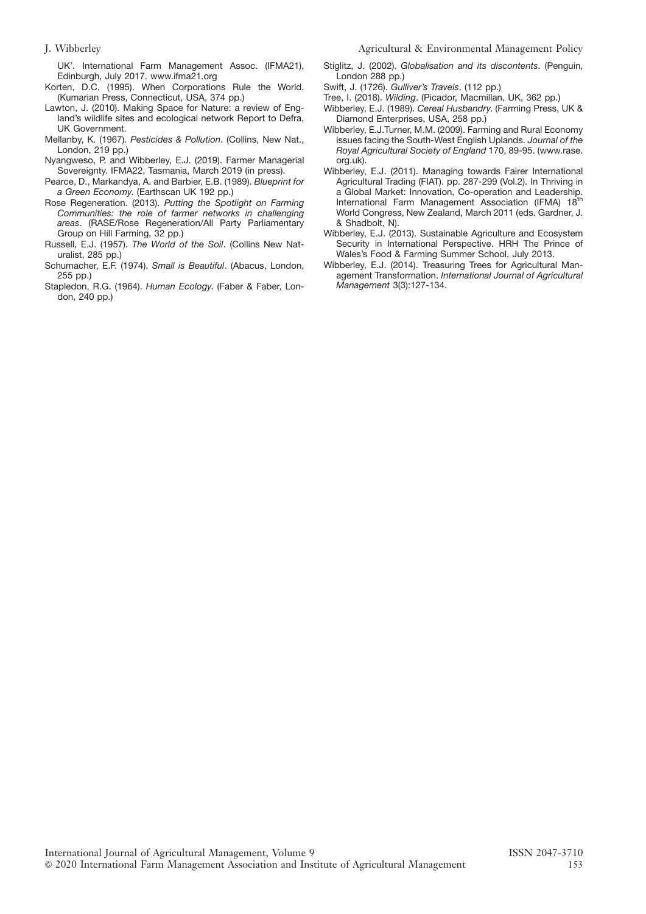UK'. International Farm Management Assoc. (IFMA21), Edinburgh, July 2017. www.ifma21.org

Korten, D.C. (1995). When Corporations Rule the World. (Kumarian Press, Connecticut, USA, 374 pp.)

Lawton, J. (2010). Making Space for Nature: a review of England's wildlife sites and ecological network Report to Defra, UK Government.

Mellanby, K. (1967). *Pesticides & Pollution*. (Collins, New Nat., London, 219 pp.)

Nyangweso, P. and Wibberley, E.J. (2019). Farmer Managerial Sovereignty. IFMA22, Tasmania, March 2019 (in press).

Pearce, D., Markandya, A. and Barbier, E.B. (1989). *Blueprint for a Green Economy*. (Earthscan UK 192 pp.)

Rose Regeneration. (2013). *Putting the Spotlight on Farming Communities: the role of farmer networks in challenging areas*. (RASE/Rose Regeneration/All Party Parliamentary Group on Hill Farming, 32 pp.)

Russell, E.J. (1957). *The World of the Soil*. (Collins New Naturalist, 285 pp.)

Schumacher, E.F. (1974). *Small is Beautiful*. (Abacus, London, 255 pp.)

Stapledon, R.G. (1964). *Human Ecology*. (Faber & Faber, London, 240 pp.)

Stiglitz, J. (2002). *Globalisation and its discontents*. (Penguin, London 288 pp.)

Swift, J. (1726). *Gulliver's Travels*. (112 pp.)

Tree, I. (2018). *Wilding*. (Picador, Macmillan, UK, 362 pp.)

Wibberley, E.J. (1989). *Cereal Husbandry*. (Farming Press, UK & Diamond Enterprises, USA, 258 pp.)

Wibberley, E.J.Turner, M.M. (2009). Farming and Rural Economy issues facing the South-West English Uplands. *Journal of the Royal Agricultural Society of England* 170, 89-95. (www.rase.org.uk).

Wibberley, E.J. (2011). Managing towards Fairer International Agricultural Trading (FIAT). pp. 287-299 (Vol.2). In Thriving in a Global Market: Innovation, Co-operation and Leadership. International Farm Management Association (IFMA) 18th World Congress, New Zealand, March 2011 (eds. Gardner, J. & Shadbolt, N).

Wibberley, E.J. (2013). Sustainable Agriculture and Ecosystem Security in International Perspective. HRH The Prince of Wales's Food & Farming Summer School, July 2013.

Wibberley, E.J. (2014). Treasuring Trees for Agricultural Management Transformation. *International Journal of Agricultural Management* 3(3):127-134.